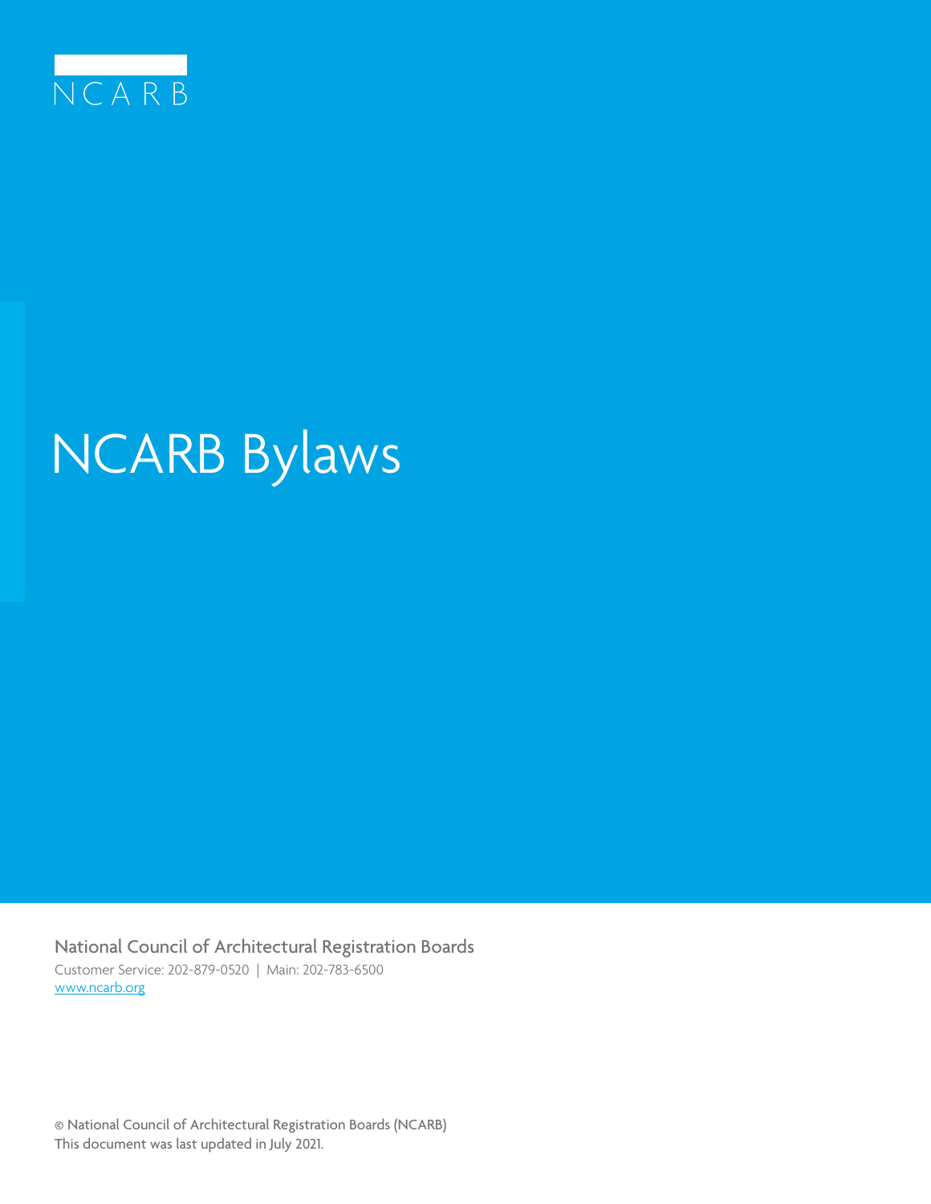NCARB

# NCARB Bylaws

National Council of Architectural Registration Boards

Customer Service: 202-879-0520 | Main: 202-783-6500

www.ncarb.org

© National Council of Architectural Registration Boards (NCARB)

This document was last updated in July 2021.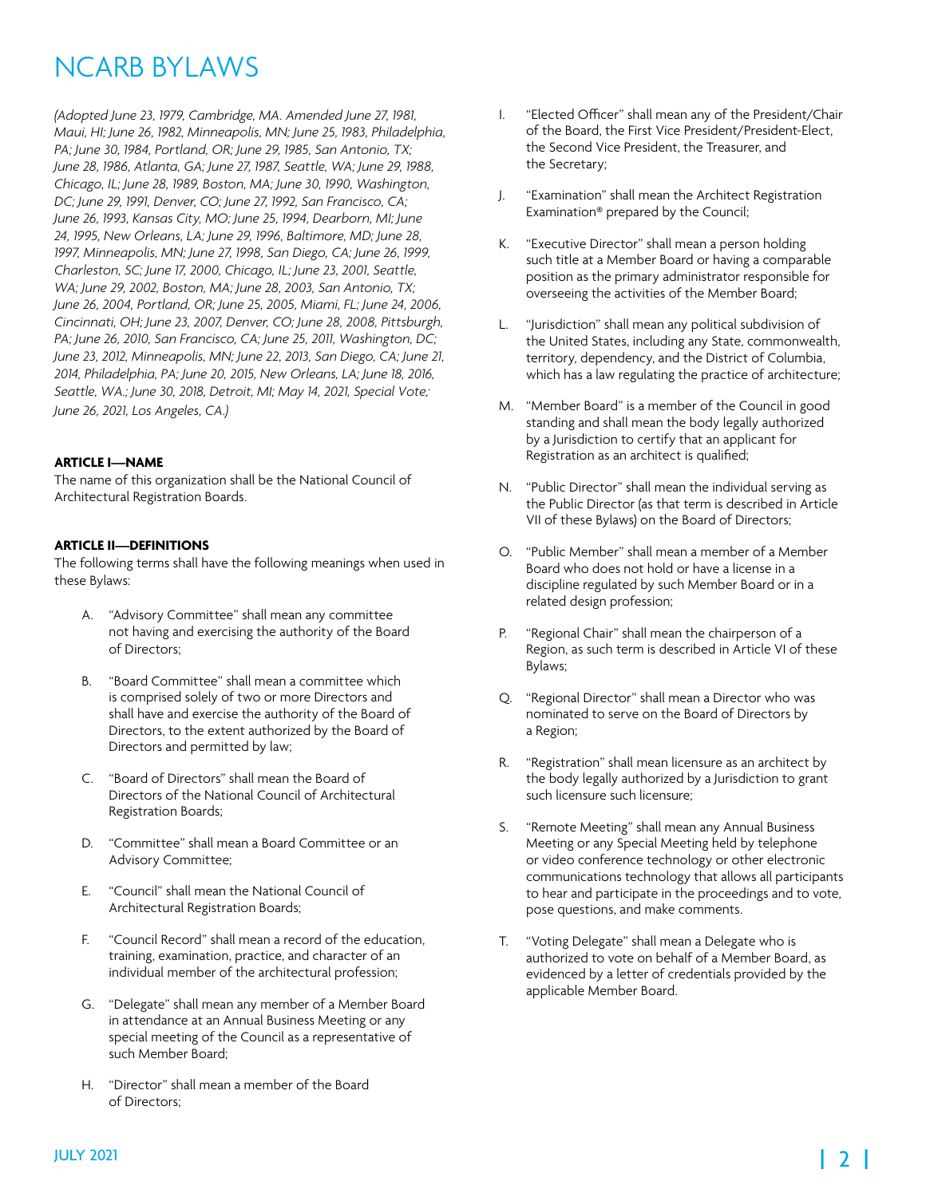# NCARB BYLAWS

*(Adopted June 23, 1979, Cambridge, MA. Amended June 27, 1981, Maui, HI; June 26, 1982, Minneapolis, MN; June 25, 1983, Philadelphia, PA; June 30, 1984, Portland, OR; June 29, 1985, San Antonio, TX; June 28, 1986, Atlanta, GA; June 27, 1987, Seattle, WA; June 29, 1988, Chicago, IL; June 28, 1989, Boston, MA; June 30, 1990, Washington, DC; June 29, 1991, Denver, CO; June 27, 1992, San Francisco, CA; June 26, 1993, Kansas City, MO; June 25, 1994, Dearborn, MI; June 24, 1995, New Orleans, LA; June 29, 1996, Baltimore, MD; June 28, 1997, Minneapolis, MN; June 27, 1998, San Diego, CA; June 26, 1999, Charleston, SC; June 17, 2000, Chicago, IL; June 23, 2001, Seattle, WA; June 29, 2002, Boston, MA; June 28, 2003, San Antonio, TX; June 26, 2004, Portland, OR; June 25, 2005, Miami, FL; June 24, 2006, Cincinnati, OH; June 23, 2007, Denver, CO; June 28, 2008, Pittsburgh, PA; June 26, 2010, San Francisco, CA; June 25, 2011, Washington, DC; June 23, 2012, Minneapolis, MN; June 22, 2013, San Diego, CA; June 21, 2014, Philadelphia, PA; June 20, 2015, New Orleans, LA; June 18, 2016, Seattle, WA.; June 30, 2018, Detroit, MI; May 14, 2021, Special Vote; June 26, 2021, Los Angeles, CA.)*

**ARTICLE I—NAME**

The name of this organization shall be the National Council of Architectural Registration Boards.

**ARTICLE II—DEFINITIONS**

The following terms shall have the following meanings when used in these Bylaws:

A. "Advisory Committee" shall mean any committee not having and exercising the authority of the Board of Directors;

B. "Board Committee" shall mean a committee which is comprised solely of two or more Directors and shall have and exercise the authority of the Board of Directors, to the extent authorized by the Board of Directors and permitted by law;

C. "Board of Directors" shall mean the Board of Directors of the National Council of Architectural Registration Boards;

D. "Committee" shall mean a Board Committee or an Advisory Committee;

E. "Council" shall mean the National Council of Architectural Registration Boards;

F. "Council Record" shall mean a record of the education, training, examination, practice, and character of an individual member of the architectural profession;

G. "Delegate" shall mean any member of a Member Board in attendance at an Annual Business Meeting or any special meeting of the Council as a representative of such Member Board;

H. "Director" shall mean a member of the Board of Directors;

I. "Elected Officer" shall mean any of the President/Chair of the Board, the First Vice President/President-Elect, the Second Vice President, the Treasurer, and the Secretary;

J. "Examination" shall mean the Architect Registration Examination® prepared by the Council;

K. "Executive Director" shall mean a person holding such title at a Member Board or having a comparable position as the primary administrator responsible for overseeing the activities of the Member Board;

L. "Jurisdiction" shall mean any political subdivision of the United States, including any State, commonwealth, territory, dependency, and the District of Columbia, which has a law regulating the practice of architecture;

M. "Member Board" is a member of the Council in good standing and shall mean the body legally authorized by a Jurisdiction to certify that an applicant for Registration as an architect is qualified;

N. "Public Director" shall mean the individual serving as the Public Director (as that term is described in Article VII of these Bylaws) on the Board of Directors;

O. "Public Member" shall mean a member of a Member Board who does not hold or have a license in a discipline regulated by such Member Board or in a related design profession;

P. "Regional Chair" shall mean the chairperson of a Region, as such term is described in Article VI of these Bylaws;

Q. "Regional Director" shall mean a Director who was nominated to serve on the Board of Directors by a Region;

R. "Registration" shall mean licensure as an architect by the body legally authorized by a Jurisdiction to grant such licensure such licensure;

S. "Remote Meeting" shall mean any Annual Business Meeting or any Special Meeting held by telephone or video conference technology or other electronic communications technology that allows all participants to hear and participate in the proceedings and to vote, pose questions, and make comments.

T. "Voting Delegate" shall mean a Delegate who is authorized to vote on behalf of a Member Board, as evidenced by a letter of credentials provided by the applicable Member Board.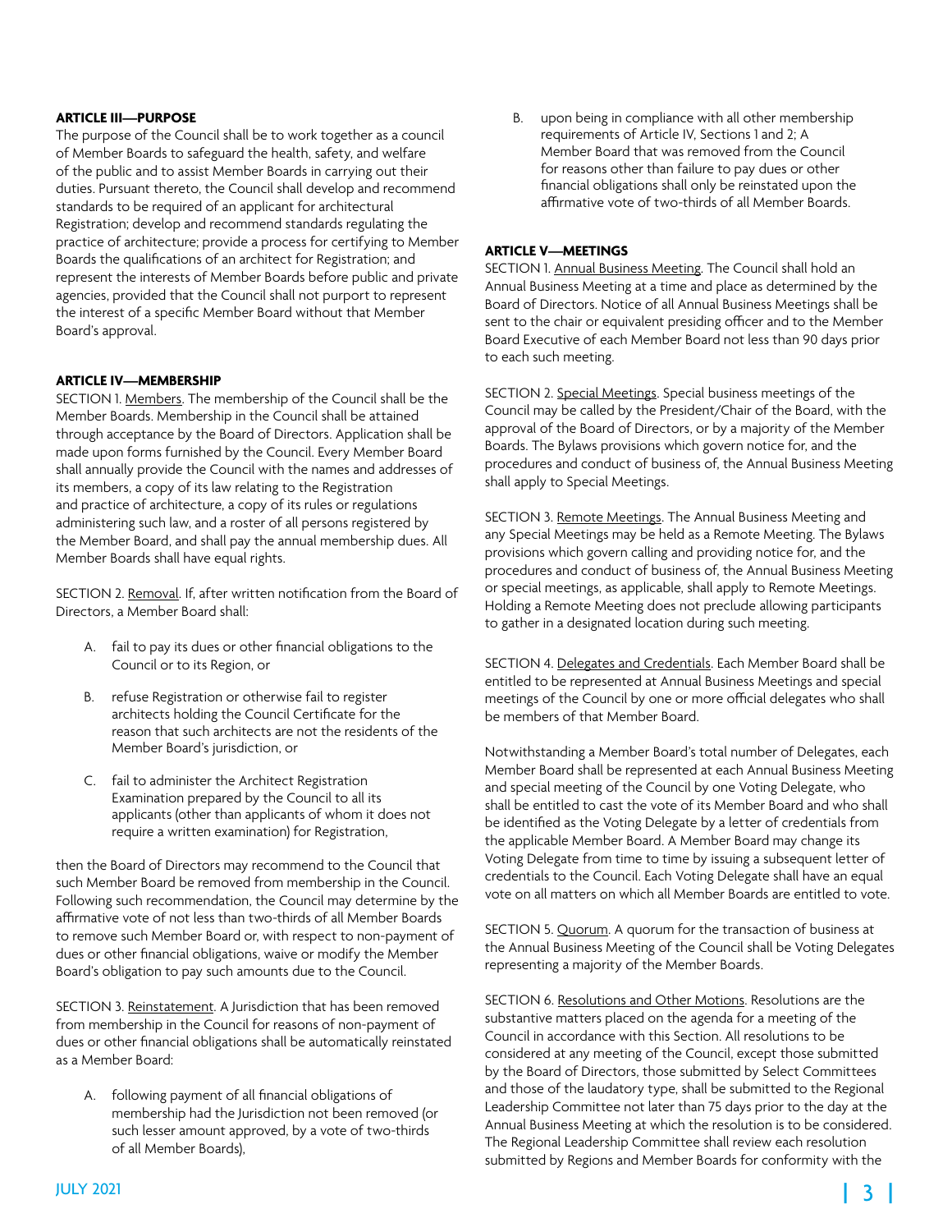**ARTICLE III—PURPOSE**

The purpose of the Council shall be to work together as a council of Member Boards to safeguard the health, safety, and welfare of the public and to assist Member Boards in carrying out their duties. Pursuant thereto, the Council shall develop and recommend standards to be required of an applicant for architectural Registration; develop and recommend standards regulating the practice of architecture; provide a process for certifying to Member Boards the qualifications of an architect for Registration; and represent the interests of Member Boards before public and private agencies, provided that the Council shall not purport to represent the interest of a specific Member Board without that Member Board's approval.

**ARTICLE IV—MEMBERSHIP**

SECTION 1. Members. The membership of the Council shall be the Member Boards. Membership in the Council shall be attained through acceptance by the Board of Directors. Application shall be made upon forms furnished by the Council. Every Member Board shall annually provide the Council with the names and addresses of its members, a copy of its law relating to the Registration and practice of architecture, a copy of its rules or regulations administering such law, and a roster of all persons registered by the Member Board, and shall pay the annual membership dues. All Member Boards shall have equal rights.

SECTION 2. Removal. If, after written notification from the Board of Directors, a Member Board shall:

A. fail to pay its dues or other financial obligations to the Council or to its Region, or

B. refuse Registration or otherwise fail to register architects holding the Council Certificate for the reason that such architects are not the residents of the Member Board's jurisdiction, or

C. fail to administer the Architect Registration Examination prepared by the Council to all its applicants (other than applicants of whom it does not require a written examination) for Registration,

then the Board of Directors may recommend to the Council that such Member Board be removed from membership in the Council. Following such recommendation, the Council may determine by the affirmative vote of not less than two-thirds of all Member Boards to remove such Member Board or, with respect to non-payment of dues or other financial obligations, waive or modify the Member Board's obligation to pay such amounts due to the Council.

SECTION 3. Reinstatement. A Jurisdiction that has been removed from membership in the Council for reasons of non-payment of dues or other financial obligations shall be automatically reinstated as a Member Board:

A. following payment of all financial obligations of membership had the Jurisdiction not been removed (or such lesser amount approved, by a vote of two-thirds of all Member Boards),

B. upon being in compliance with all other membership requirements of Article IV, Sections 1 and 2; A Member Board that was removed from the Council for reasons other than failure to pay dues or other financial obligations shall only be reinstated upon the affirmative vote of two-thirds of all Member Boards.

**ARTICLE V—MEETINGS**

SECTION 1. Annual Business Meeting. The Council shall hold an Annual Business Meeting at a time and place as determined by the Board of Directors. Notice of all Annual Business Meetings shall be sent to the chair or equivalent presiding officer and to the Member Board Executive of each Member Board not less than 90 days prior to each such meeting.

SECTION 2. Special Meetings. Special business meetings of the Council may be called by the President/Chair of the Board, with the approval of the Board of Directors, or by a majority of the Member Boards. The Bylaws provisions which govern notice for, and the procedures and conduct of business of, the Annual Business Meeting shall apply to Special Meetings.

SECTION 3. Remote Meetings. The Annual Business Meeting and any Special Meetings may be held as a Remote Meeting. The Bylaws provisions which govern calling and providing notice for, and the procedures and conduct of business of, the Annual Business Meeting or special meetings, as applicable, shall apply to Remote Meetings. Holding a Remote Meeting does not preclude allowing participants to gather in a designated location during such meeting.

SECTION 4. Delegates and Credentials. Each Member Board shall be entitled to be represented at Annual Business Meetings and special meetings of the Council by one or more official delegates who shall be members of that Member Board.

Notwithstanding a Member Board's total number of Delegates, each Member Board shall be represented at each Annual Business Meeting and special meeting of the Council by one Voting Delegate, who shall be entitled to cast the vote of its Member Board and who shall be identified as the Voting Delegate by a letter of credentials from the applicable Member Board. A Member Board may change its Voting Delegate from time to time by issuing a subsequent letter of credentials to the Council. Each Voting Delegate shall have an equal vote on all matters on which all Member Boards are entitled to vote.

SECTION 5. Quorum. A quorum for the transaction of business at the Annual Business Meeting of the Council shall be Voting Delegates representing a majority of the Member Boards.

SECTION 6. Resolutions and Other Motions. Resolutions are the substantive matters placed on the agenda for a meeting of the Council in accordance with this Section. All resolutions to be considered at any meeting of the Council, except those submitted by the Board of Directors, those submitted by Select Committees and those of the laudatory type, shall be submitted to the Regional Leadership Committee not later than 75 days prior to the day at the Annual Business Meeting at which the resolution is to be considered. The Regional Leadership Committee shall review each resolution submitted by Regions and Member Boards for conformity with the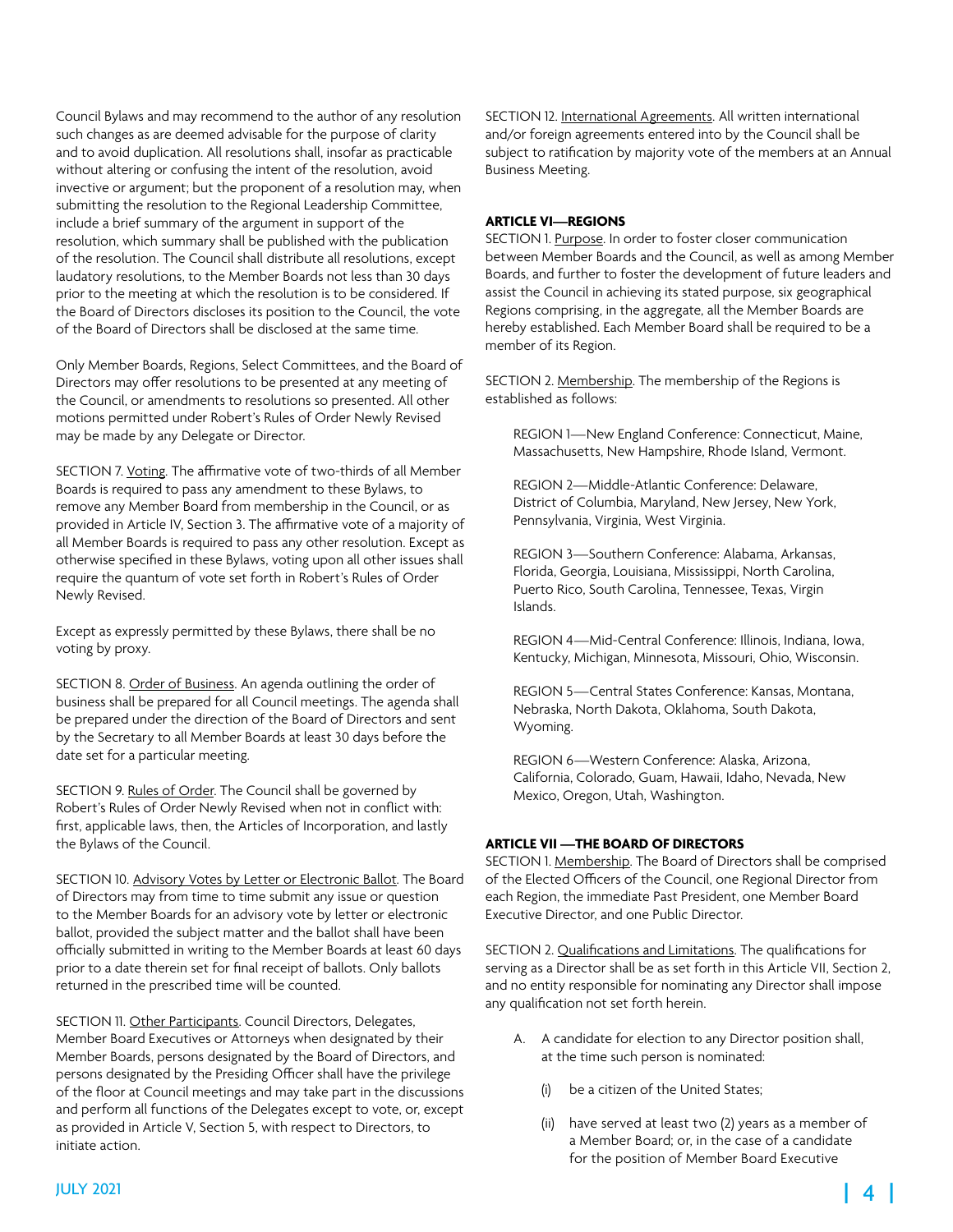Council Bylaws and may recommend to the author of any resolution such changes as are deemed advisable for the purpose of clarity and to avoid duplication. All resolutions shall, insofar as practicable without altering or confusing the intent of the resolution, avoid invective or argument; but the proponent of a resolution may, when submitting the resolution to the Regional Leadership Committee, include a brief summary of the argument in support of the resolution, which summary shall be published with the publication of the resolution. The Council shall distribute all resolutions, except laudatory resolutions, to the Member Boards not less than 30 days prior to the meeting at which the resolution is to be considered. If the Board of Directors discloses its position to the Council, the vote of the Board of Directors shall be disclosed at the same time.

Only Member Boards, Regions, Select Committees, and the Board of Directors may offer resolutions to be presented at any meeting of the Council, or amendments to resolutions so presented. All other motions permitted under Robert's Rules of Order Newly Revised may be made by any Delegate or Director.

SECTION 7. Voting. The affirmative vote of two-thirds of all Member Boards is required to pass any amendment to these Bylaws, to remove any Member Board from membership in the Council, or as provided in Article IV, Section 3. The affirmative vote of a majority of all Member Boards is required to pass any other resolution. Except as otherwise specified in these Bylaws, voting upon all other issues shall require the quantum of vote set forth in Robert's Rules of Order Newly Revised.

Except as expressly permitted by these Bylaws, there shall be no voting by proxy.

SECTION 8. Order of Business. An agenda outlining the order of business shall be prepared for all Council meetings. The agenda shall be prepared under the direction of the Board of Directors and sent by the Secretary to all Member Boards at least 30 days before the date set for a particular meeting.

SECTION 9. Rules of Order. The Council shall be governed by Robert's Rules of Order Newly Revised when not in conflict with: first, applicable laws, then, the Articles of Incorporation, and lastly the Bylaws of the Council.

SECTION 10. Advisory Votes by Letter or Electronic Ballot. The Board of Directors may from time to time submit any issue or question to the Member Boards for an advisory vote by letter or electronic ballot, provided the subject matter and the ballot shall have been officially submitted in writing to the Member Boards at least 60 days prior to a date therein set for final receipt of ballots. Only ballots returned in the prescribed time will be counted.

SECTION 11. Other Participants. Council Directors, Delegates, Member Board Executives or Attorneys when designated by their Member Boards, persons designated by the Board of Directors, and persons designated by the Presiding Officer shall have the privilege of the floor at Council meetings and may take part in the discussions and perform all functions of the Delegates except to vote, or, except as provided in Article V, Section 5, with respect to Directors, to initiate action.

SECTION 12. International Agreements. All written international and/or foreign agreements entered into by the Council shall be subject to ratification by majority vote of the members at an Annual Business Meeting.

**ARTICLE VI—REGIONS**

SECTION 1. Purpose. In order to foster closer communication between Member Boards and the Council, as well as among Member Boards, and further to foster the development of future leaders and assist the Council in achieving its stated purpose, six geographical Regions comprising, in the aggregate, all the Member Boards are hereby established. Each Member Board shall be required to be a member of its Region.

SECTION 2. Membership. The membership of the Regions is established as follows:

REGION 1—New England Conference: Connecticut, Maine, Massachusetts, New Hampshire, Rhode Island, Vermont.

REGION 2—Middle-Atlantic Conference: Delaware, District of Columbia, Maryland, New Jersey, New York, Pennsylvania, Virginia, West Virginia.

REGION 3—Southern Conference: Alabama, Arkansas, Florida, Georgia, Louisiana, Mississippi, North Carolina, Puerto Rico, South Carolina, Tennessee, Texas, Virgin Islands.

REGION 4—Mid-Central Conference: Illinois, Indiana, Iowa, Kentucky, Michigan, Minnesota, Missouri, Ohio, Wisconsin.

REGION 5—Central States Conference: Kansas, Montana, Nebraska, North Dakota, Oklahoma, South Dakota, Wyoming.

REGION 6—Western Conference: Alaska, Arizona, California, Colorado, Guam, Hawaii, Idaho, Nevada, New Mexico, Oregon, Utah, Washington.

**ARTICLE VII —THE BOARD OF DIRECTORS**

SECTION 1. Membership. The Board of Directors shall be comprised of the Elected Officers of the Council, one Regional Director from each Region, the immediate Past President, one Member Board Executive Director, and one Public Director.

SECTION 2. Qualifications and Limitations. The qualifications for serving as a Director shall be as set forth in this Article VII, Section 2, and no entity responsible for nominating any Director shall impose any qualification not set forth herein.

A. A candidate for election to any Director position shall, at the time such person is nominated:

   (i) be a citizen of the United States;

   (ii) have served at least two (2) years as a member of a Member Board; or, in the case of a candidate for the position of Member Board Executive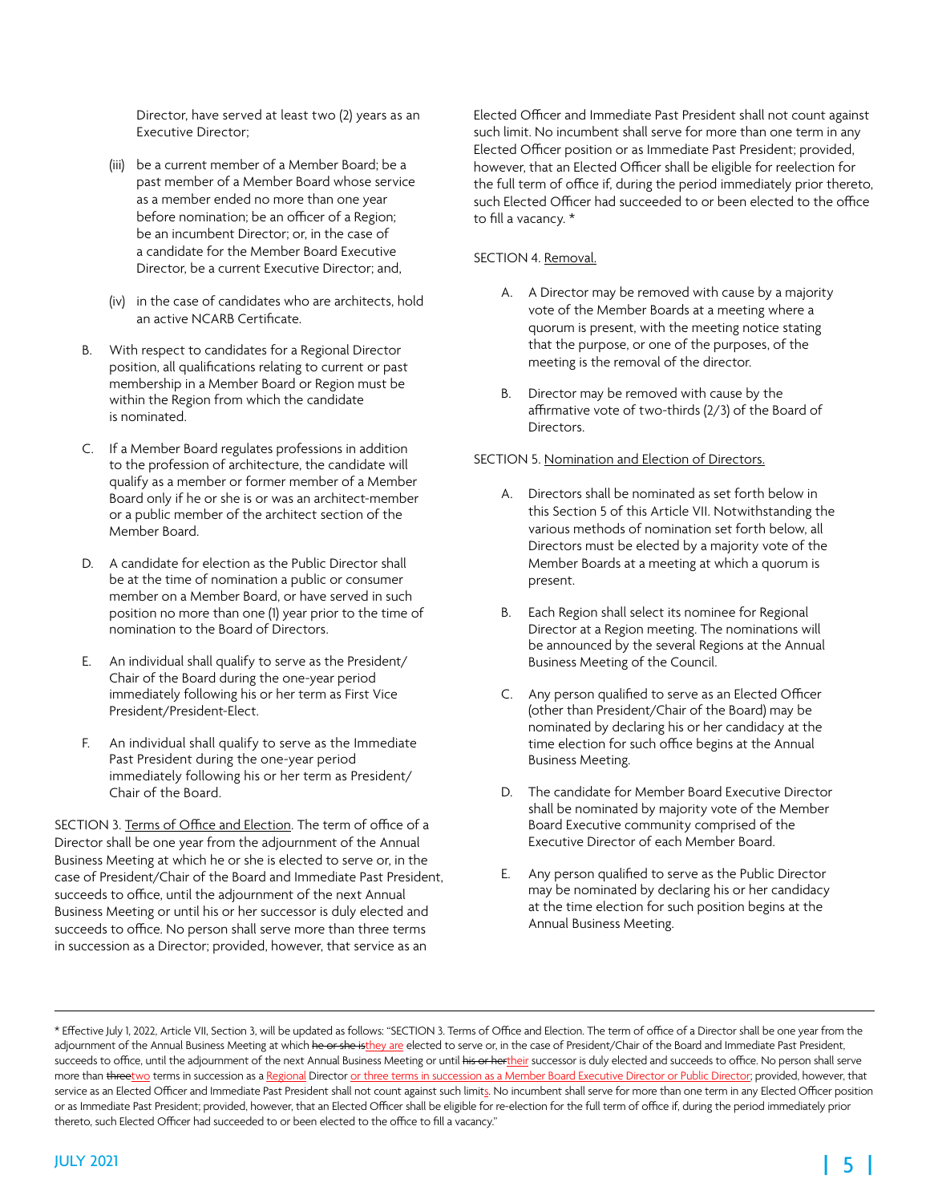Director, have served at least two (2) years as an Executive Director;

(iii) be a current member of a Member Board; be a past member of a Member Board whose service as a member ended no more than one year before nomination; be an officer of a Region; be an incumbent Director; or, in the case of a candidate for the Member Board Executive Director, be a current Executive Director; and,

(iv) in the case of candidates who are architects, hold an active NCARB Certificate.

B. With respect to candidates for a Regional Director position, all qualifications relating to current or past membership in a Member Board or Region must be within the Region from which the candidate is nominated.

C. If a Member Board regulates professions in addition to the profession of architecture, the candidate will qualify as a member or former member of a Member Board only if he or she is or was an architect-member or a public member of the architect section of the Member Board.

D. A candidate for election as the Public Director shall be at the time of nomination a public or consumer member on a Member Board, or have served in such position no more than one (1) year prior to the time of nomination to the Board of Directors.

E. An individual shall qualify to serve as the President/Chair of the Board during the one-year period immediately following his or her term as First Vice President/President-Elect.

F. An individual shall qualify to serve as the Immediate Past President during the one-year period immediately following his or her term as President/Chair of the Board.

SECTION 3. Terms of Office and Election. The term of office of a Director shall be one year from the adjournment of the Annual Business Meeting at which he or she is elected to serve or, in the case of President/Chair of the Board and Immediate Past President, succeeds to office, until the adjournment of the next Annual Business Meeting or until his or her successor is duly elected and succeeds to office. No person shall serve more than three terms in succession as a Director; provided, however, that service as an Elected Officer and Immediate Past President shall not count against such limit. No incumbent shall serve for more than one term in any Elected Officer position or as Immediate Past President; provided, however, that an Elected Officer shall be eligible for reelection for the full term of office if, during the period immediately prior thereto, such Elected Officer had succeeded to or been elected to the office to fill a vacancy. *

SECTION 4. Removal.

A. A Director may be removed with cause by a majority vote of the Member Boards at a meeting where a quorum is present, with the meeting notice stating that the purpose, or one of the purposes, of the meeting is the removal of the director.

B. Director may be removed with cause by the affirmative vote of two-thirds (2/3) of the Board of Directors.

SECTION 5. Nomination and Election of Directors.

A. Directors shall be nominated as set forth below in this Section 5 of this Article VII. Notwithstanding the various methods of nomination set forth below, all Directors must be elected by a majority vote of the Member Boards at a meeting at which a quorum is present.

B. Each Region shall select its nominee for Regional Director at a Region meeting. The nominations will be announced by the several Regions at the Annual Business Meeting of the Council.

C. Any person qualified to serve as an Elected Officer (other than President/Chair of the Board) may be nominated by declaring his or her candidacy at the time election for such office begins at the Annual Business Meeting.

D. The candidate for Member Board Executive Director shall be nominated by majority vote of the Member Board Executive community comprised of the Executive Director of each Member Board.

E. Any person qualified to serve as the Public Director may be nominated by declaring his or her candidacy at the time election for such position begins at the Annual Business Meeting.

---

* Effective July 1, 2022, Article VII, Section 3, will be updated as follows: "SECTION 3. Terms of Office and Election. The term of office of a Director shall be one year from the adjournment of the Annual Business Meeting at which ~~he or she is~~they are elected to serve or, in the case of President/Chair of the Board and Immediate Past President, succeeds to office, until the adjournment of the next Annual Business Meeting or until ~~his or her~~their successor is duly elected and succeeds to office. No person shall serve more than ~~three~~two terms in succession as a Regional Director or three terms in succession as a Member Board Executive Director or Public Director; provided, however, that service as an Elected Officer and Immediate Past President shall not count against such limits. No incumbent shall serve for more than one term in any Elected Officer position or as Immediate Past President; provided, however, that an Elected Officer shall be eligible for re-election for the full term of office if, during the period immediately prior thereto, such Elected Officer had succeeded to or been elected to the office to fill a vacancy."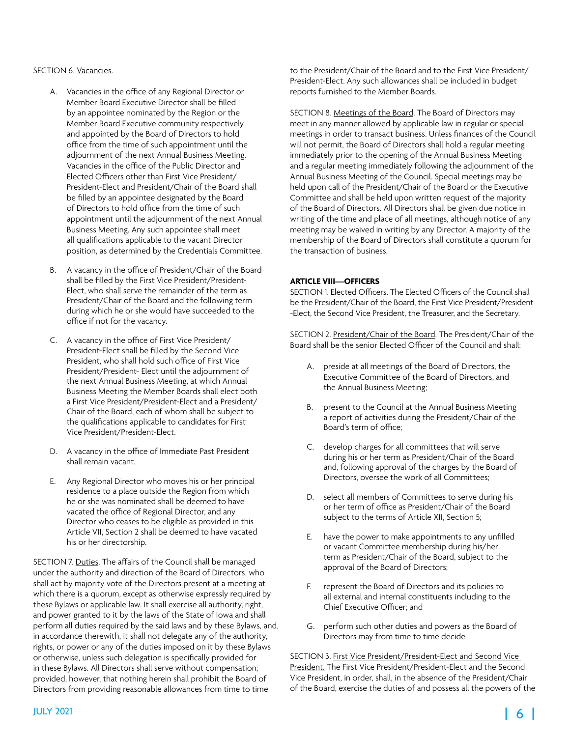SECTION 6. Vacancies.

A. Vacancies in the office of any Regional Director or Member Board Executive Director shall be filled by an appointee nominated by the Region or the Member Board Executive community respectively and appointed by the Board of Directors to hold office from the time of such appointment until the adjournment of the next Annual Business Meeting. Vacancies in the office of the Public Director and Elected Officers other than First Vice President/President-Elect and President/Chair of the Board shall be filled by an appointee designated by the Board of Directors to hold office from the time of such appointment until the adjournment of the next Annual Business Meeting. Any such appointee shall meet all qualifications applicable to the vacant Director position, as determined by the Credentials Committee.

B. A vacancy in the office of President/Chair of the Board shall be filled by the First Vice President/President-Elect, who shall serve the remainder of the term as President/Chair of the Board and the following term during which he or she would have succeeded to the office if not for the vacancy.

C. A vacancy in the office of First Vice President/President-Elect shall be filled by the Second Vice President, who shall hold such office of First Vice President/President- Elect until the adjournment of the next Annual Business Meeting, at which Annual Business Meeting the Member Boards shall elect both a First Vice President/President-Elect and a President/Chair of the Board, each of whom shall be subject to the qualifications applicable to candidates for First Vice President/President-Elect.

D. A vacancy in the office of Immediate Past President shall remain vacant.

E. Any Regional Director who moves his or her principal residence to a place outside the Region from which he or she was nominated shall be deemed to have vacated the office of Regional Director, and any Director who ceases to be eligible as provided in this Article VII, Section 2 shall be deemed to have vacated his or her directorship.

SECTION 7. Duties. The affairs of the Council shall be managed under the authority and direction of the Board of Directors, who shall act by majority vote of the Directors present at a meeting at which there is a quorum, except as otherwise expressly required by these Bylaws or applicable law. It shall exercise all authority, right, and power granted to it by the laws of the State of Iowa and shall perform all duties required by the said laws and by these Bylaws, and, in accordance therewith, it shall not delegate any of the authority, rights, or power or any of the duties imposed on it by these Bylaws or otherwise, unless such delegation is specifically provided for in these Bylaws. All Directors shall serve without compensation; provided, however, that nothing herein shall prohibit the Board of Directors from providing reasonable allowances from time to time to the President/Chair of the Board and to the First Vice President/President-Elect. Any such allowances shall be included in budget reports furnished to the Member Boards.

SECTION 8. Meetings of the Board. The Board of Directors may meet in any manner allowed by applicable law in regular or special meetings in order to transact business. Unless finances of the Council will not permit, the Board of Directors shall hold a regular meeting immediately prior to the opening of the Annual Business Meeting and a regular meeting immediately following the adjournment of the Annual Business Meeting of the Council. Special meetings may be held upon call of the President/Chair of the Board or the Executive Committee and shall be held upon written request of the majority of the Board of Directors. All Directors shall be given due notice in writing of the time and place of all meetings, although notice of any meeting may be waived in writing by any Director. A majority of the membership of the Board of Directors shall constitute a quorum for the transaction of business.

**ARTICLE VIII—OFFICERS**

SECTION 1. Elected Officers. The Elected Officers of the Council shall be the President/Chair of the Board, the First Vice President/President -Elect, the Second Vice President, the Treasurer, and the Secretary.

SECTION 2. President/Chair of the Board. The President/Chair of the Board shall be the senior Elected Officer of the Council and shall:

A. preside at all meetings of the Board of Directors, the Executive Committee of the Board of Directors, and the Annual Business Meeting;

B. present to the Council at the Annual Business Meeting a report of activities during the President/Chair of the Board's term of office;

C. develop charges for all committees that will serve during his or her term as President/Chair of the Board and, following approval of the charges by the Board of Directors, oversee the work of all Committees;

D. select all members of Committees to serve during his or her term of office as President/Chair of the Board subject to the terms of Article XII, Section 5;

E. have the power to make appointments to any unfilled or vacant Committee membership during his/her term as President/Chair of the Board, subject to the approval of the Board of Directors;

F. represent the Board of Directors and its policies to all external and internal constituents including to the Chief Executive Officer; and

G. perform such other duties and powers as the Board of Directors may from time to time decide.

SECTION 3. First Vice President/President-Elect and Second Vice President. The First Vice President/President-Elect and the Second Vice President, in order, shall, in the absence of the President/Chair of the Board, exercise the duties of and possess all the powers of the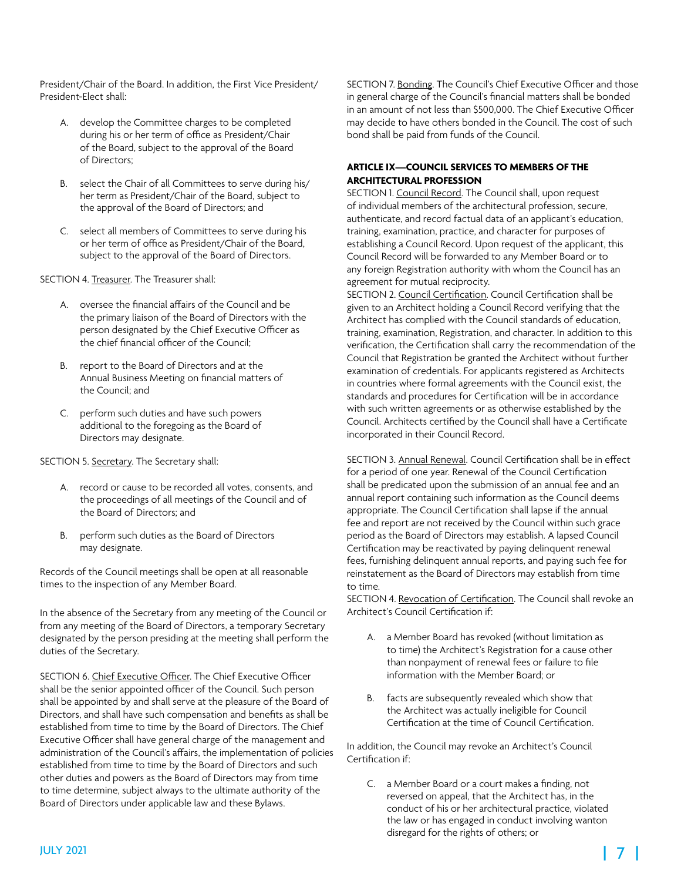President/Chair of the Board. In addition, the First Vice President/President-Elect shall:

A. develop the Committee charges to be completed during his or her term of office as President/Chair of the Board, subject to the approval of the Board of Directors;

B. select the Chair of all Committees to serve during his/her term as President/Chair of the Board, subject to the approval of the Board of Directors; and

C. select all members of Committees to serve during his or her term of office as President/Chair of the Board, subject to the approval of the Board of Directors.

SECTION 4. Treasurer. The Treasurer shall:

A. oversee the financial affairs of the Council and be the primary liaison of the Board of Directors with the person designated by the Chief Executive Officer as the chief financial officer of the Council;

B. report to the Board of Directors and at the Annual Business Meeting on financial matters of the Council; and

C. perform such duties and have such powers additional to the foregoing as the Board of Directors may designate.

SECTION 5. Secretary. The Secretary shall:

A. record or cause to be recorded all votes, consents, and the proceedings of all meetings of the Council and of the Board of Directors; and

B. perform such duties as the Board of Directors may designate.

Records of the Council meetings shall be open at all reasonable times to the inspection of any Member Board.

In the absence of the Secretary from any meeting of the Council or from any meeting of the Board of Directors, a temporary Secretary designated by the person presiding at the meeting shall perform the duties of the Secretary.

SECTION 6. Chief Executive Officer. The Chief Executive Officer shall be the senior appointed officer of the Council. Such person shall be appointed by and shall serve at the pleasure of the Board of Directors, and shall have such compensation and benefits as shall be established from time to time by the Board of Directors. The Chief Executive Officer shall have general charge of the management and administration of the Council's affairs, the implementation of policies established from time to time by the Board of Directors and such other duties and powers as the Board of Directors may from time to time determine, subject always to the ultimate authority of the Board of Directors under applicable law and these Bylaws.

SECTION 7. Bonding. The Council's Chief Executive Officer and those in general charge of the Council's financial matters shall be bonded in an amount of not less than $500,000. The Chief Executive Officer may decide to have others bonded in the Council. The cost of such bond shall be paid from funds of the Council.

### ARTICLE IX—COUNCIL SERVICES TO MEMBERS OF THE ARCHITECTURAL PROFESSION

SECTION 1. Council Record. The Council shall, upon request of individual members of the architectural profession, secure, authenticate, and record factual data of an applicant's education, training, examination, practice, and character for purposes of establishing a Council Record. Upon request of the applicant, this Council Record will be forwarded to any Member Board or to any foreign Registration authority with whom the Council has an agreement for mutual reciprocity.

SECTION 2. Council Certification. Council Certification shall be given to an Architect holding a Council Record verifying that the Architect has complied with the Council standards of education, training, examination, Registration, and character. In addition to this verification, the Certification shall carry the recommendation of the Council that Registration be granted the Architect without further examination of credentials. For applicants registered as Architects in countries where formal agreements with the Council exist, the standards and procedures for Certification will be in accordance with such written agreements or as otherwise established by the Council. Architects certified by the Council shall have a Certificate incorporated in their Council Record.

SECTION 3. Annual Renewal. Council Certification shall be in effect for a period of one year. Renewal of the Council Certification shall be predicated upon the submission of an annual fee and an annual report containing such information as the Council deems appropriate. The Council Certification shall lapse if the annual fee and report are not received by the Council within such grace period as the Board of Directors may establish. A lapsed Council Certification may be reactivated by paying delinquent renewal fees, furnishing delinquent annual reports, and paying such fee for reinstatement as the Board of Directors may establish from time to time.

SECTION 4. Revocation of Certification. The Council shall revoke an Architect's Council Certification if:

A. a Member Board has revoked (without limitation as to time) the Architect's Registration for a cause other than nonpayment of renewal fees or failure to file information with the Member Board; or

B. facts are subsequently revealed which show that the Architect was actually ineligible for Council Certification at the time of Council Certification.

In addition, the Council may revoke an Architect's Council Certification if:

C. a Member Board or a court makes a finding, not reversed on appeal, that the Architect has, in the conduct of his or her architectural practice, violated the law or has engaged in conduct involving wanton disregard for the rights of others; or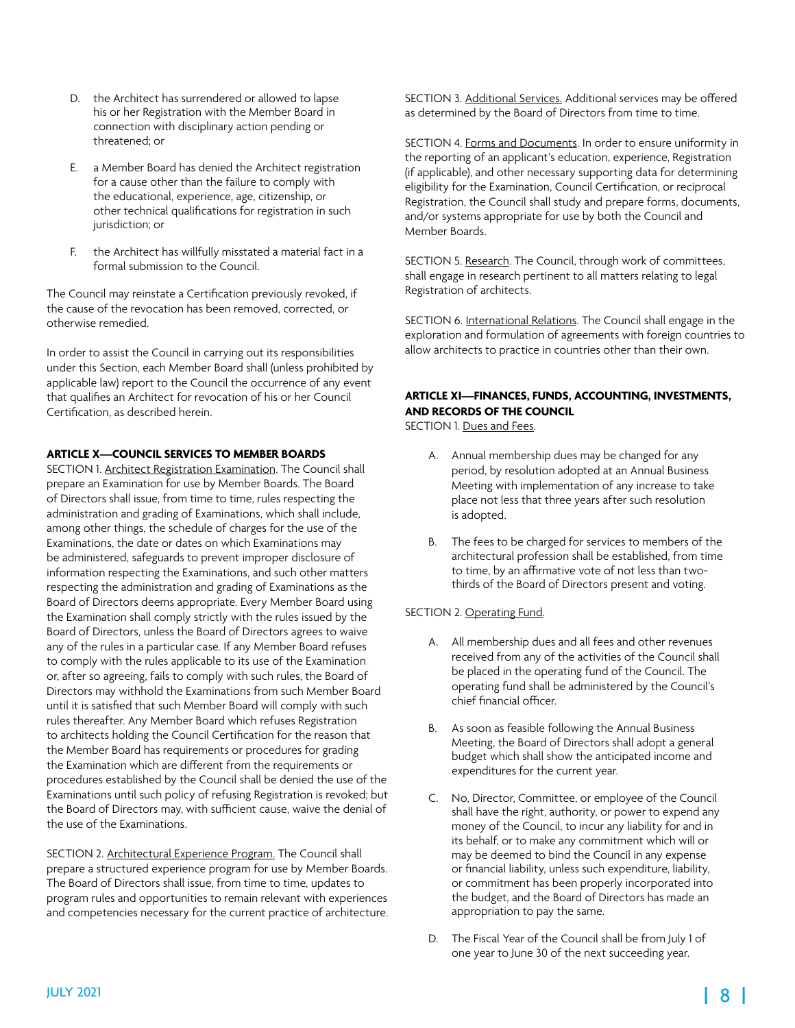D. the Architect has surrendered or allowed to lapse his or her Registration with the Member Board in connection with disciplinary action pending or threatened; or

E. a Member Board has denied the Architect registration for a cause other than the failure to comply with the educational, experience, age, citizenship, or other technical qualifications for registration in such jurisdiction; or

F. the Architect has willfully misstated a material fact in a formal submission to the Council.

The Council may reinstate a Certification previously revoked, if the cause of the revocation has been removed, corrected, or otherwise remedied.

In order to assist the Council in carrying out its responsibilities under this Section, each Member Board shall (unless prohibited by applicable law) report to the Council the occurrence of any event that qualifies an Architect for revocation of his or her Council Certification, as described herein.

## ARTICLE X—COUNCIL SERVICES TO MEMBER BOARDS

SECTION 1. Architect Registration Examination. The Council shall prepare an Examination for use by Member Boards. The Board of Directors shall issue, from time to time, rules respecting the administration and grading of Examinations, which shall include, among other things, the schedule of charges for the use of the Examinations, the date or dates on which Examinations may be administered, safeguards to prevent improper disclosure of information respecting the Examinations, and such other matters respecting the administration and grading of Examinations as the Board of Directors deems appropriate. Every Member Board using the Examination shall comply strictly with the rules issued by the Board of Directors, unless the Board of Directors agrees to waive any of the rules in a particular case. If any Member Board refuses to comply with the rules applicable to its use of the Examination or, after so agreeing, fails to comply with such rules, the Board of Directors may withhold the Examinations from such Member Board until it is satisfied that such Member Board will comply with such rules thereafter. Any Member Board which refuses Registration to architects holding the Council Certification for the reason that the Member Board has requirements or procedures for grading the Examination which are different from the requirements or procedures established by the Council shall be denied the use of the Examinations until such policy of refusing Registration is revoked; but the Board of Directors may, with sufficient cause, waive the denial of the use of the Examinations.

SECTION 2. Architectural Experience Program. The Council shall prepare a structured experience program for use by Member Boards. The Board of Directors shall issue, from time to time, updates to program rules and opportunities to remain relevant with experiences and competencies necessary for the current practice of architecture.

SECTION 3. Additional Services. Additional services may be offered as determined by the Board of Directors from time to time.

SECTION 4. Forms and Documents. In order to ensure uniformity in the reporting of an applicant's education, experience, Registration (if applicable), and other necessary supporting data for determining eligibility for the Examination, Council Certification, or reciprocal Registration, the Council shall study and prepare forms, documents, and/or systems appropriate for use by both the Council and Member Boards.

SECTION 5. Research. The Council, through work of committees, shall engage in research pertinent to all matters relating to legal Registration of architects.

SECTION 6. International Relations. The Council shall engage in the exploration and formulation of agreements with foreign countries to allow architects to practice in countries other than their own.

## ARTICLE XI—FINANCES, FUNDS, ACCOUNTING, INVESTMENTS, AND RECORDS OF THE COUNCIL

SECTION 1. Dues and Fees.

A. Annual membership dues may be changed for any period, by resolution adopted at an Annual Business Meeting with implementation of any increase to take place not less that three years after such resolution is adopted.

B. The fees to be charged for services to members of the architectural profession shall be established, from time to time, by an affirmative vote of not less than two-thirds of the Board of Directors present and voting.

SECTION 2. Operating Fund.

A. All membership dues and all fees and other revenues received from any of the activities of the Council shall be placed in the operating fund of the Council. The operating fund shall be administered by the Council's chief financial officer.

B. As soon as feasible following the Annual Business Meeting, the Board of Directors shall adopt a general budget which shall show the anticipated income and expenditures for the current year.

C. No, Director, Committee, or employee of the Council shall have the right, authority, or power to expend any money of the Council, to incur any liability for and in its behalf, or to make any commitment which will or may be deemed to bind the Council in any expense or financial liability, unless such expenditure, liability, or commitment has been properly incorporated into the budget, and the Board of Directors has made an appropriation to pay the same.

D. The Fiscal Year of the Council shall be from July 1 of one year to June 30 of the next succeeding year.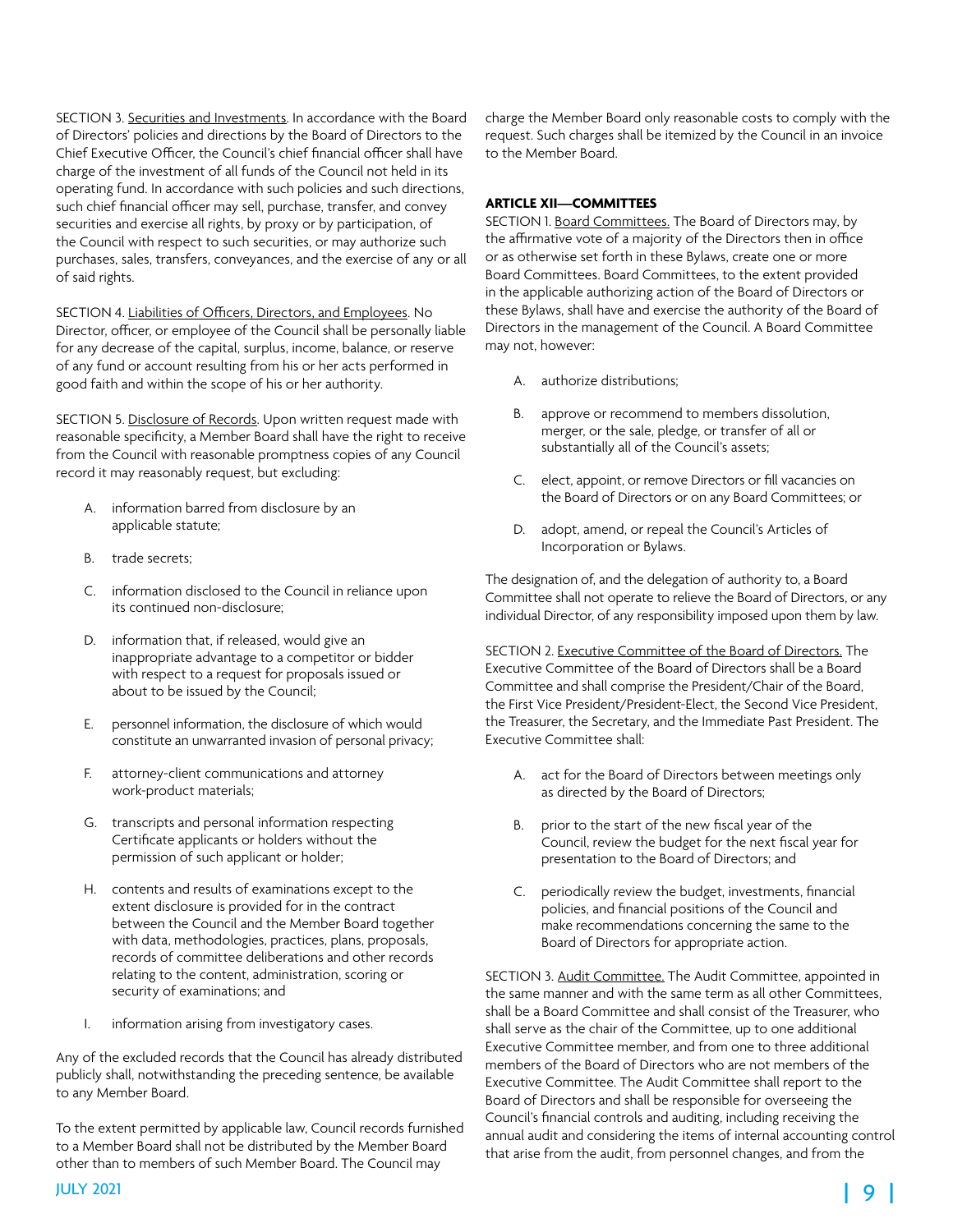SECTION 3. Securities and Investments. In accordance with the Board of Directors' policies and directions by the Board of Directors to the Chief Executive Officer, the Council's chief financial officer shall have charge of the investment of all funds of the Council not held in its operating fund. In accordance with such policies and such directions, such chief financial officer may sell, purchase, transfer, and convey securities and exercise all rights, by proxy or by participation, of the Council with respect to such securities, or may authorize such purchases, sales, transfers, conveyances, and the exercise of any or all of said rights.

SECTION 4. Liabilities of Officers, Directors, and Employees. No Director, officer, or employee of the Council shall be personally liable for any decrease of the capital, surplus, income, balance, or reserve of any fund or account resulting from his or her acts performed in good faith and within the scope of his or her authority.

SECTION 5. Disclosure of Records. Upon written request made with reasonable specificity, a Member Board shall have the right to receive from the Council with reasonable promptness copies of any Council record it may reasonably request, but excluding:

A. information barred from disclosure by an applicable statute;

B. trade secrets;

C. information disclosed to the Council in reliance upon its continued non-disclosure;

D. information that, if released, would give an inappropriate advantage to a competitor or bidder with respect to a request for proposals issued or about to be issued by the Council;

E. personnel information, the disclosure of which would constitute an unwarranted invasion of personal privacy;

F. attorney-client communications and attorney work-product materials;

G. transcripts and personal information respecting Certificate applicants or holders without the permission of such applicant or holder;

H. contents and results of examinations except to the extent disclosure is provided for in the contract between the Council and the Member Board together with data, methodologies, practices, plans, proposals, records of committee deliberations and other records relating to the content, administration, scoring or security of examinations; and

I. information arising from investigatory cases.

Any of the excluded records that the Council has already distributed publicly shall, notwithstanding the preceding sentence, be available to any Member Board.

To the extent permitted by applicable law, Council records furnished to a Member Board shall not be distributed by the Member Board other than to members of such Member Board. The Council may charge the Member Board only reasonable costs to comply with the request. Such charges shall be itemized by the Council in an invoice to the Member Board.

**ARTICLE XII—COMMITTEES**

SECTION 1. Board Committees. The Board of Directors may, by the affirmative vote of a majority of the Directors then in office or as otherwise set forth in these Bylaws, create one or more Board Committees. Board Committees, to the extent provided in the applicable authorizing action of the Board of Directors or these Bylaws, shall have and exercise the authority of the Board of Directors in the management of the Council. A Board Committee may not, however:

A. authorize distributions;

B. approve or recommend to members dissolution, merger, or the sale, pledge, or transfer of all or substantially all of the Council's assets;

C. elect, appoint, or remove Directors or fill vacancies on the Board of Directors or on any Board Committees; or

D. adopt, amend, or repeal the Council's Articles of Incorporation or Bylaws.

The designation of, and the delegation of authority to, a Board Committee shall not operate to relieve the Board of Directors, or any individual Director, of any responsibility imposed upon them by law.

SECTION 2. Executive Committee of the Board of Directors. The Executive Committee of the Board of Directors shall be a Board Committee and shall comprise the President/Chair of the Board, the First Vice President/President-Elect, the Second Vice President, the Treasurer, the Secretary, and the Immediate Past President. The Executive Committee shall:

A. act for the Board of Directors between meetings only as directed by the Board of Directors;

B. prior to the start of the new fiscal year of the Council, review the budget for the next fiscal year for presentation to the Board of Directors; and

C. periodically review the budget, investments, financial policies, and financial positions of the Council and make recommendations concerning the same to the Board of Directors for appropriate action.

SECTION 3. Audit Committee. The Audit Committee, appointed in the same manner and with the same term as all other Committees, shall be a Board Committee and shall consist of the Treasurer, who shall serve as the chair of the Committee, up to one additional Executive Committee member, and from one to three additional members of the Board of Directors who are not members of the Executive Committee. The Audit Committee shall report to the Board of Directors and shall be responsible for overseeing the Council's financial controls and auditing, including receiving the annual audit and considering the items of internal accounting control that arise from the audit, from personnel changes, and from the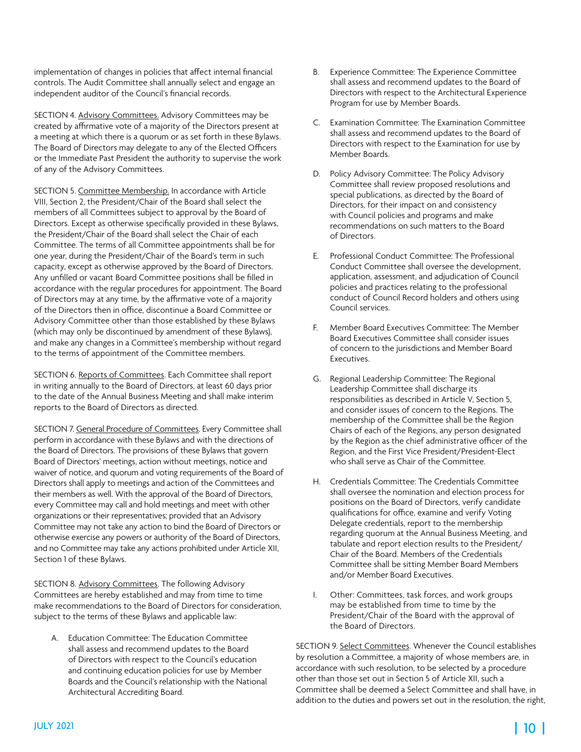implementation of changes in policies that affect internal financial controls. The Audit Committee shall annually select and engage an independent auditor of the Council's financial records.

SECTION 4. Advisory Committees. Advisory Committees may be created by affirmative vote of a majority of the Directors present at a meeting at which there is a quorum or as set forth in these Bylaws. The Board of Directors may delegate to any of the Elected Officers or the Immediate Past President the authority to supervise the work of any of the Advisory Committees.

SECTION 5. Committee Membership. In accordance with Article VIII, Section 2, the President/Chair of the Board shall select the members of all Committees subject to approval by the Board of Directors. Except as otherwise specifically provided in these Bylaws, the President/Chair of the Board shall select the Chair of each Committee. The terms of all Committee appointments shall be for one year, during the President/Chair of the Board's term in such capacity, except as otherwise approved by the Board of Directors. Any unfilled or vacant Board Committee positions shall be filled in accordance with the regular procedures for appointment. The Board of Directors may at any time, by the affirmative vote of a majority of the Directors then in office, discontinue a Board Committee or Advisory Committee other than those established by these Bylaws (which may only be discontinued by amendment of these Bylaws), and make any changes in a Committee's membership without regard to the terms of appointment of the Committee members.

SECTION 6. Reports of Committees. Each Committee shall report in writing annually to the Board of Directors, at least 60 days prior to the date of the Annual Business Meeting and shall make interim reports to the Board of Directors as directed.

SECTION 7. General Procedure of Committees. Every Committee shall perform in accordance with these Bylaws and with the directions of the Board of Directors. The provisions of these Bylaws that govern Board of Directors' meetings, action without meetings, notice and waiver of notice, and quorum and voting requirements of the Board of Directors shall apply to meetings and action of the Committees and their members as well. With the approval of the Board of Directors, every Committee may call and hold meetings and meet with other organizations or their representatives; provided that an Advisory Committee may not take any action to bind the Board of Directors or otherwise exercise any powers or authority of the Board of Directors, and no Committee may take any actions prohibited under Article XII, Section 1 of these Bylaws.

SECTION 8. Advisory Committees. The following Advisory Committees are hereby established and may from time to time make recommendations to the Board of Directors for consideration, subject to the terms of these Bylaws and applicable law:

A. Education Committee: The Education Committee shall assess and recommend updates to the Board of Directors with respect to the Council's education and continuing education policies for use by Member Boards and the Council's relationship with the National Architectural Accrediting Board.

B. Experience Committee: The Experience Committee shall assess and recommend updates to the Board of Directors with respect to the Architectural Experience Program for use by Member Boards.

C. Examination Committee: The Examination Committee shall assess and recommend updates to the Board of Directors with respect to the Examination for use by Member Boards.

D. Policy Advisory Committee: The Policy Advisory Committee shall review proposed resolutions and special publications, as directed by the Board of Directors, for their impact on and consistency with Council policies and programs and make recommendations on such matters to the Board of Directors.

E. Professional Conduct Committee: The Professional Conduct Committee shall oversee the development, application, assessment, and adjudication of Council policies and practices relating to the professional conduct of Council Record holders and others using Council services.

F. Member Board Executives Committee: The Member Board Executives Committee shall consider issues of concern to the jurisdictions and Member Board Executives.

G. Regional Leadership Committee: The Regional Leadership Committee shall discharge its responsibilities as described in Article V, Section 5, and consider issues of concern to the Regions. The membership of the Committee shall be the Region Chairs of each of the Regions, any person designated by the Region as the chief administrative officer of the Region, and the First Vice President/President-Elect who shall serve as Chair of the Committee.

H. Credentials Committee: The Credentials Committee shall oversee the nomination and election process for positions on the Board of Directors, verify candidate qualifications for office, examine and verify Voting Delegate credentials, report to the membership regarding quorum at the Annual Business Meeting, and tabulate and report election results to the President/Chair of the Board. Members of the Credentials Committee shall be sitting Member Board Members and/or Member Board Executives.

I. Other: Committees, task forces, and work groups may be established from time to time by the President/Chair of the Board with the approval of the Board of Directors.

SECTION 9. Select Committees. Whenever the Council establishes by resolution a Committee, a majority of whose members are, in accordance with such resolution, to be selected by a procedure other than those set out in Section 5 of Article XII, such a Committee shall be deemed a Select Committee and shall have, in addition to the duties and powers set out in the resolution, the right,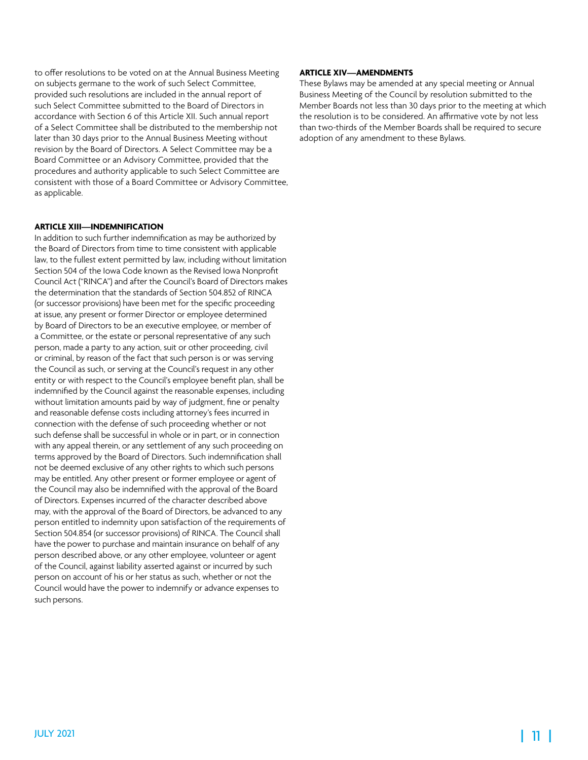to offer resolutions to be voted on at the Annual Business Meeting on subjects germane to the work of such Select Committee, provided such resolutions are included in the annual report of such Select Committee submitted to the Board of Directors in accordance with Section 6 of this Article XII. Such annual report of a Select Committee shall be distributed to the membership not later than 30 days prior to the Annual Business Meeting without revision by the Board of Directors. A Select Committee may be a Board Committee or an Advisory Committee, provided that the procedures and authority applicable to such Select Committee are consistent with those of a Board Committee or Advisory Committee, as applicable.

## ARTICLE XIII—INDEMNIFICATION

In addition to such further indemnification as may be authorized by the Board of Directors from time to time consistent with applicable law, to the fullest extent permitted by law, including without limitation Section 504 of the Iowa Code known as the Revised Iowa Nonprofit Council Act ("RINCA") and after the Council's Board of Directors makes the determination that the standards of Section 504.852 of RINCA (or successor provisions) have been met for the specific proceeding at issue, any present or former Director or employee determined by Board of Directors to be an executive employee, or member of a Committee, or the estate or personal representative of any such person, made a party to any action, suit or other proceeding, civil or criminal, by reason of the fact that such person is or was serving the Council as such, or serving at the Council's request in any other entity or with respect to the Council's employee benefit plan, shall be indemnified by the Council against the reasonable expenses, including without limitation amounts paid by way of judgment, fine or penalty and reasonable defense costs including attorney's fees incurred in connection with the defense of such proceeding whether or not such defense shall be successful in whole or in part, or in connection with any appeal therein, or any settlement of any such proceeding on terms approved by the Board of Directors. Such indemnification shall not be deemed exclusive of any other rights to which such persons may be entitled. Any other present or former employee or agent of the Council may also be indemnified with the approval of the Board of Directors. Expenses incurred of the character described above may, with the approval of the Board of Directors, be advanced to any person entitled to indemnity upon satisfaction of the requirements of Section 504.854 (or successor provisions) of RINCA. The Council shall have the power to purchase and maintain insurance on behalf of any person described above, or any other employee, volunteer or agent of the Council, against liability asserted against or incurred by such person on account of his or her status as such, whether or not the Council would have the power to indemnify or advance expenses to such persons.

## ARTICLE XIV—AMENDMENTS

These Bylaws may be amended at any special meeting or Annual Business Meeting of the Council by resolution submitted to the Member Boards not less than 30 days prior to the meeting at which the resolution is to be considered. An affirmative vote by not less than two-thirds of the Member Boards shall be required to secure adoption of any amendment to these Bylaws.